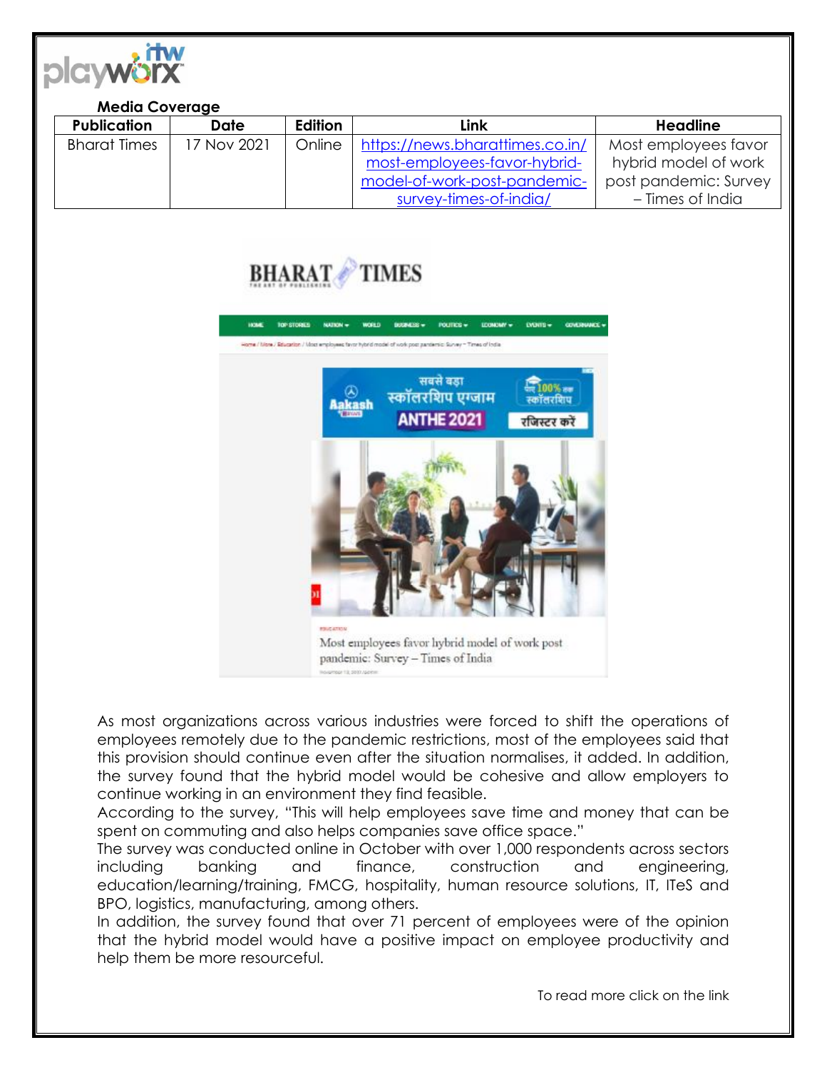**Media Coverage**

| Publication | Date | Edition | Link | Headline |
|---|---|---|---|---|
| Bharat Times | 17 Nov 2021 | Online | https://news.bharattimes.co.in/most-employees-favor-hybrid-model-of-work-post-pandemic-survey-times-of-india/ | Most employees favor hybrid model of work post pandemic: Survey – Times of India |

As most organizations across various industries were forced to shift the operations of employees remotely due to the pandemic restrictions, most of the employees said that this provision should continue even after the situation normalises, it added. In addition, the survey found that the hybrid model would be cohesive and allow employers to continue working in an environment they find feasible.

According to the survey, "This will help employees save time and money that can be spent on commuting and also helps companies save office space."

The survey was conducted online in October with over 1,000 respondents across sectors including banking and finance, construction and engineering, education/learning/training, FMCG, hospitality, human resource solutions, IT, ITeS and BPO, logistics, manufacturing, among others.

In addition, the survey found that over 71 percent of employees were of the opinion that the hybrid model would have a positive impact on employee productivity and help them be more resourceful.

To read more click on the link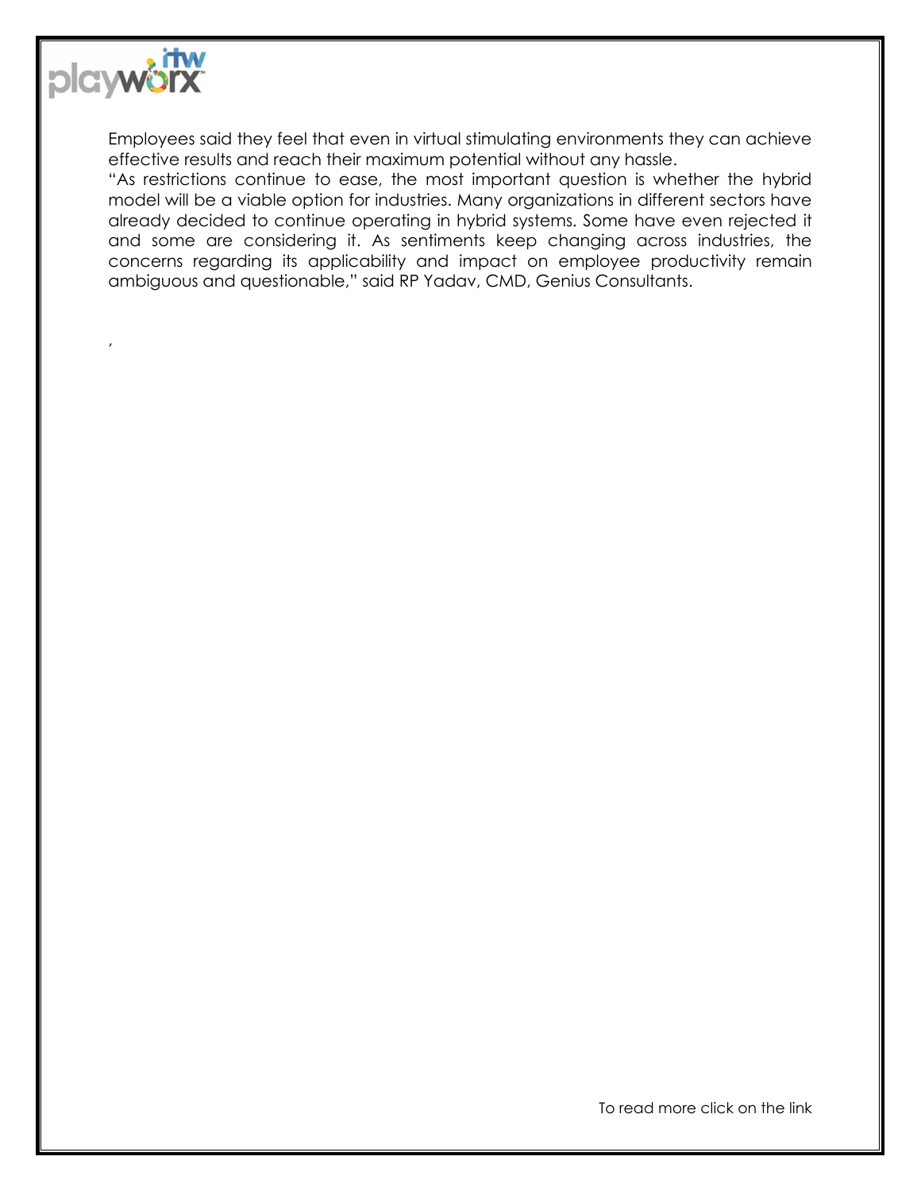Employees said they feel that even in virtual stimulating environments they can achieve effective results and reach their maximum potential without any hassle.

"As restrictions continue to ease, the most important question is whether the hybrid model will be a viable option for industries. Many organizations in different sectors have already decided to continue operating in hybrid systems. Some have even rejected it and some are considering it. As sentiments keep changing across industries, the concerns regarding its applicability and impact on employee productivity remain ambiguous and questionable," said RP Yadav, CMD, Genius Consultants.

,

To read more click on the link